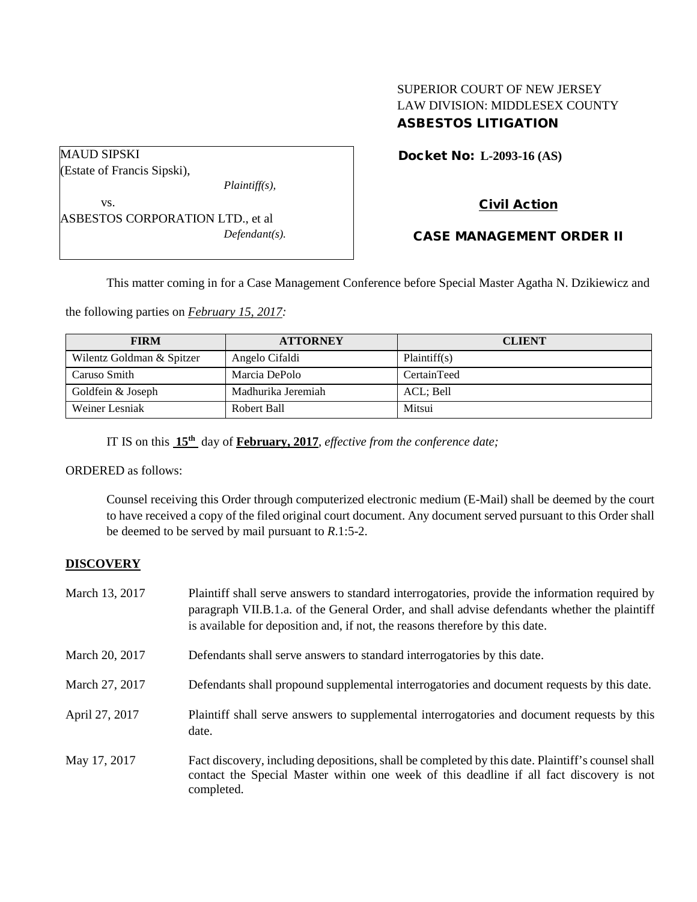SUPERIOR COURT OF NEW JERSEY
LAW DIVISION: MIDDLESEX COUNTY
**ASBESTOS LITIGATION**

MAUD SIPSKI
(Estate of Francis Sipski),
*Plaintiff(s),*

vs.

ASBESTOS CORPORATION LTD., et al
*Defendant(s).*

**Docket No: L-2093-16 (AS)**

**Civil Action**

**CASE MANAGEMENT ORDER II**

This matter coming in for a Case Management Conference before Special Master Agatha N. Dzikiewicz and the following parties on *February 15, 2017:*

| FIRM | ATTORNEY | CLIENT |
| --- | --- | --- |
| Wilentz Goldman & Spitzer | Angelo Cifaldi | Plaintiff(s) |
| Caruso Smith | Marcia DePolo | CertainTeed |
| Goldfein & Joseph | Madhurika Jeremiah | ACL; Bell |
| Weiner Lesniak | Robert Ball | Mitsui |

IT IS on this **15th** day of **February, 2017**, *effective from the conference date;*

ORDERED as follows:

Counsel receiving this Order through computerized electronic medium (E-Mail) shall be deemed by the court to have received a copy of the filed original court document. Any document served pursuant to this Order shall be deemed to be served by mail pursuant to *R*.1:5-2.

**DISCOVERY**

March 13, 2017 — Plaintiff shall serve answers to standard interrogatories, provide the information required by paragraph VII.B.1.a. of the General Order, and shall advise defendants whether the plaintiff is available for deposition and, if not, the reasons therefore by this date.

March 20, 2017 — Defendants shall serve answers to standard interrogatories by this date.

March 27, 2017 — Defendants shall propound supplemental interrogatories and document requests by this date.

April 27, 2017 — Plaintiff shall serve answers to supplemental interrogatories and document requests by this date.

May 17, 2017 — Fact discovery, including depositions, shall be completed by this date. Plaintiff's counsel shall contact the Special Master within one week of this deadline if all fact discovery is not completed.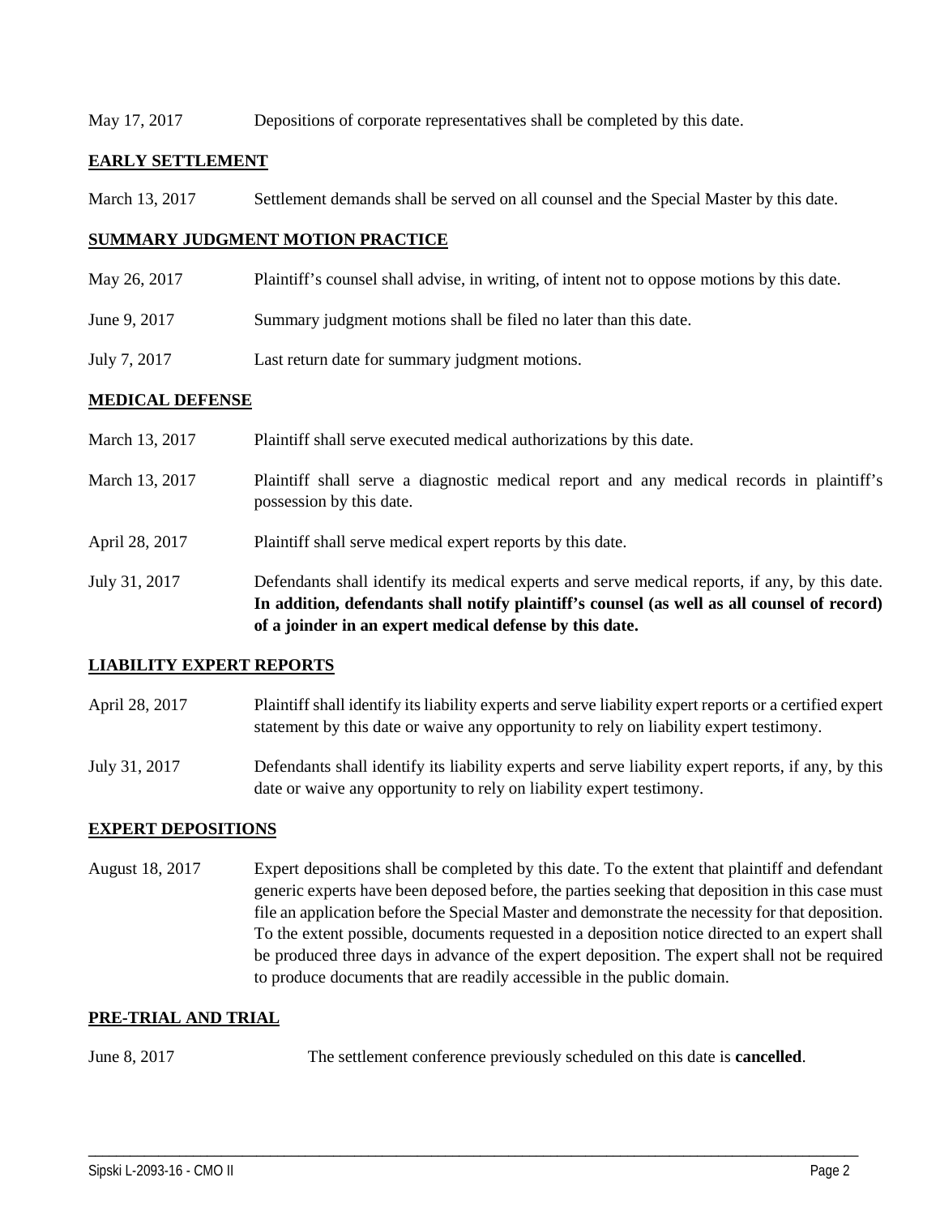May 17, 2017 Depositions of corporate representatives shall be completed by this date.

## EARLY SETTLEMENT

March 13, 2017 Settlement demands shall be served on all counsel and the Special Master by this date.

## SUMMARY JUDGMENT MOTION PRACTICE

May 26, 2017 Plaintiff's counsel shall advise, in writing, of intent not to oppose motions by this date.

June 9, 2017 Summary judgment motions shall be filed no later than this date.

July 7, 2017 Last return date for summary judgment motions.

## MEDICAL DEFENSE

March 13, 2017 Plaintiff shall serve executed medical authorizations by this date.

March 13, 2017 Plaintiff shall serve a diagnostic medical report and any medical records in plaintiff's possession by this date.

April 28, 2017 Plaintiff shall serve medical expert reports by this date.

July 31, 2017 Defendants shall identify its medical experts and serve medical reports, if any, by this date. **In addition, defendants shall notify plaintiff's counsel (as well as all counsel of record) of a joinder in an expert medical defense by this date.**

## LIABILITY EXPERT REPORTS

April 28, 2017 Plaintiff shall identify its liability experts and serve liability expert reports or a certified expert statement by this date or waive any opportunity to rely on liability expert testimony.

July 31, 2017 Defendants shall identify its liability experts and serve liability expert reports, if any, by this date or waive any opportunity to rely on liability expert testimony.

## EXPERT DEPOSITIONS

August 18, 2017 Expert depositions shall be completed by this date. To the extent that plaintiff and defendant generic experts have been deposed before, the parties seeking that deposition in this case must file an application before the Special Master and demonstrate the necessity for that deposition. To the extent possible, documents requested in a deposition notice directed to an expert shall be produced three days in advance of the expert deposition. The expert shall not be required to produce documents that are readily accessible in the public domain.

## PRE-TRIAL AND TRIAL

June 8, 2017 The settlement conference previously scheduled on this date is **cancelled**.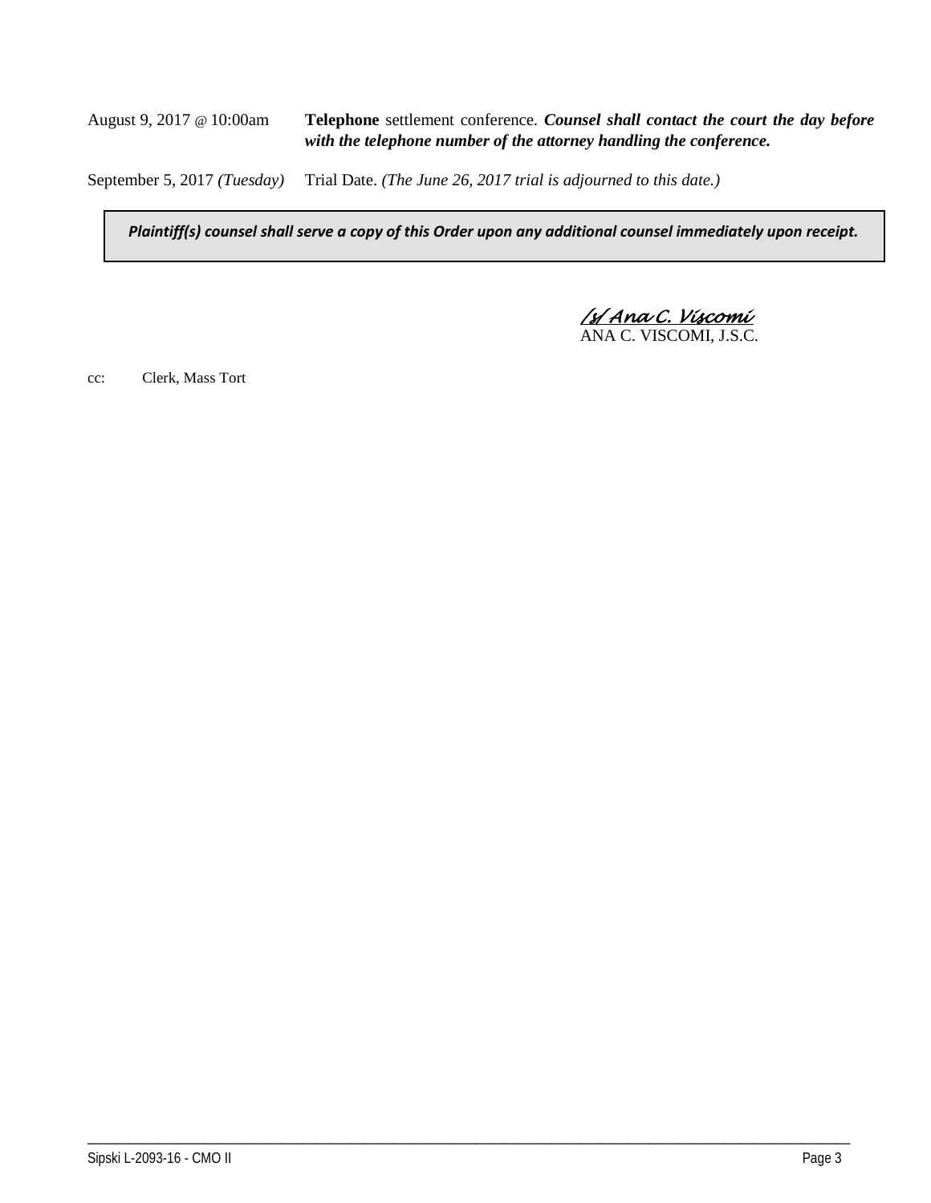| | |
|---|---|
| August 9, 2017 @ 10:00am | **Telephone** settlement conference. ***Counsel shall contact the court the day before with the telephone number of the attorney handling the conference.*** |
| September 5, 2017 *(Tuesday)* | Trial Date. *(The June 26, 2017 trial is adjourned to this date.)* |

***Plaintiff(s) counsel shall serve a copy of this Order upon any additional counsel immediately upon receipt.***

*/s/ Ana C. Viscomi*
ANA C. VISCOMI, J.S.C.

cc: Clerk, Mass Tort